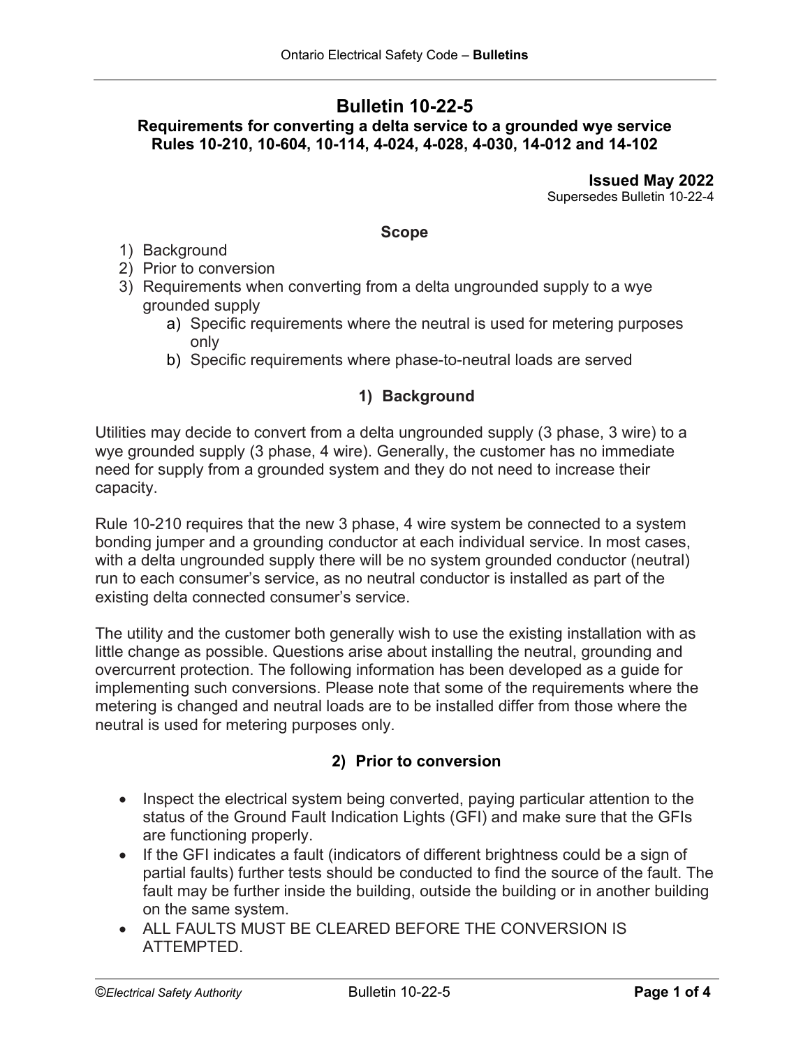# Bulletin 10-22-5

## Requirements for converting a delta service to a grounded wye service
## Rules 10-210, 10-604, 10-114, 4-024, 4-028, 4-030, 14-012 and 14-102

**Issued May 2022**
Supersedes Bulletin 10-22-4

### Scope

1) Background
2) Prior to conversion
3) Requirements when converting from a delta ungrounded supply to a wye grounded supply
   a) Specific requirements where the neutral is used for metering purposes only
   b) Specific requirements where phase-to-neutral loads are served

### 1) Background

Utilities may decide to convert from a delta ungrounded supply (3 phase, 3 wire) to a wye grounded supply (3 phase, 4 wire). Generally, the customer has no immediate need for supply from a grounded system and they do not need to increase their capacity.

Rule 10-210 requires that the new 3 phase, 4 wire system be connected to a system bonding jumper and a grounding conductor at each individual service. In most cases, with a delta ungrounded supply there will be no system grounded conductor (neutral) run to each consumer's service, as no neutral conductor is installed as part of the existing delta connected consumer's service.

The utility and the customer both generally wish to use the existing installation with as little change as possible. Questions arise about installing the neutral, grounding and overcurrent protection. The following information has been developed as a guide for implementing such conversions. Please note that some of the requirements where the metering is changed and neutral loads are to be installed differ from those where the neutral is used for metering purposes only.

### 2) Prior to conversion

- Inspect the electrical system being converted, paying particular attention to the status of the Ground Fault Indication Lights (GFI) and make sure that the GFIs are functioning properly.
- If the GFI indicates a fault (indicators of different brightness could be a sign of partial faults) further tests should be conducted to find the source of the fault. The fault may be further inside the building, outside the building or in another building on the same system.
- ALL FAULTS MUST BE CLEARED BEFORE THE CONVERSION IS ATTEMPTED.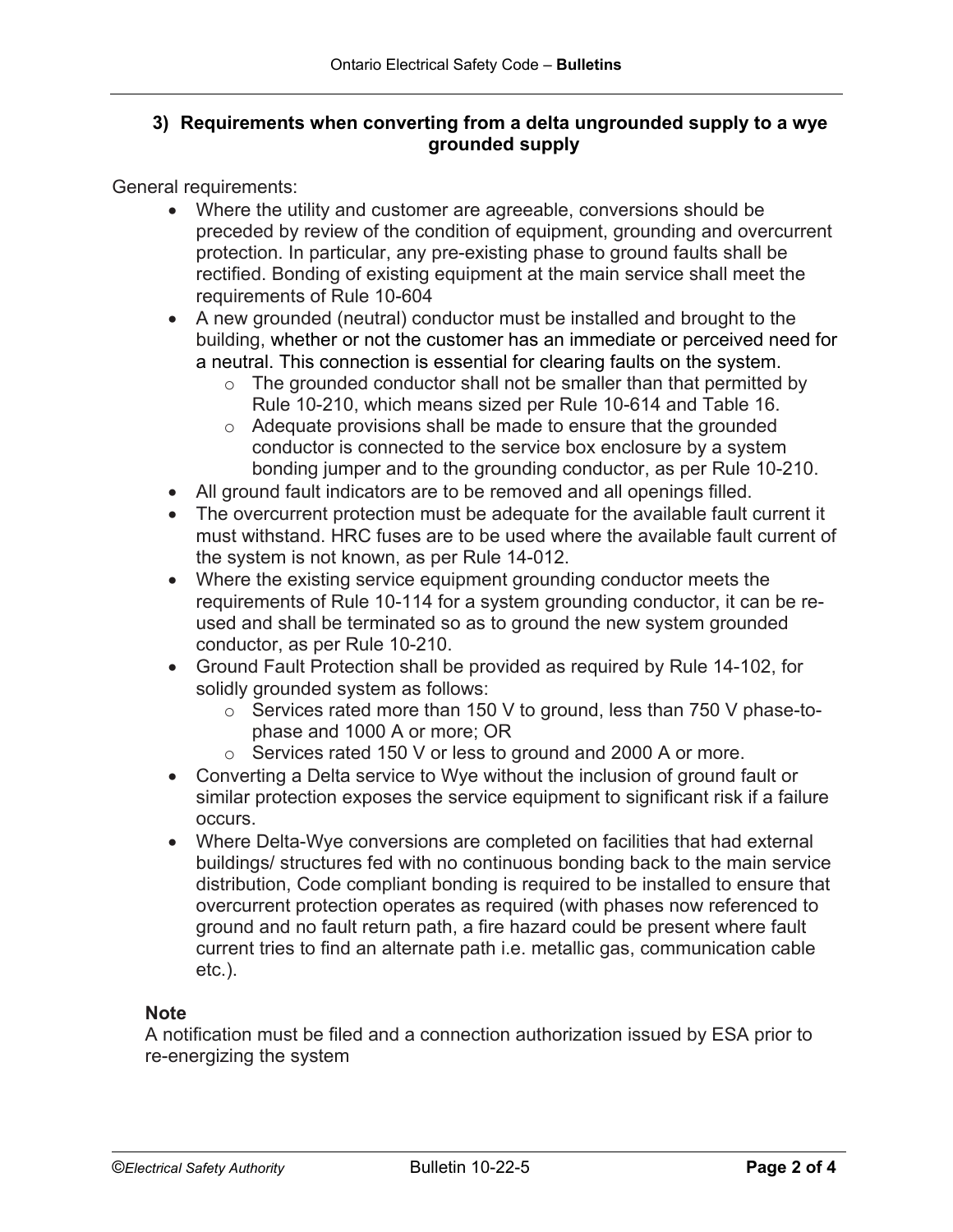### 3) Requirements when converting from a delta ungrounded supply to a wye grounded supply

General requirements:

- Where the utility and customer are agreeable, conversions should be preceded by review of the condition of equipment, grounding and overcurrent protection. In particular, any pre-existing phase to ground faults shall be rectified. Bonding of existing equipment at the main service shall meet the requirements of Rule 10-604
- A new grounded (neutral) conductor must be installed and brought to the building, whether or not the customer has an immediate or perceived need for a neutral. This connection is essential for clearing faults on the system.
  - The grounded conductor shall not be smaller than that permitted by Rule 10-210, which means sized per Rule 10-614 and Table 16.
  - Adequate provisions shall be made to ensure that the grounded conductor is connected to the service box enclosure by a system bonding jumper and to the grounding conductor, as per Rule 10-210.
- All ground fault indicators are to be removed and all openings filled.
- The overcurrent protection must be adequate for the available fault current it must withstand. HRC fuses are to be used where the available fault current of the system is not known, as per Rule 14-012.
- Where the existing service equipment grounding conductor meets the requirements of Rule 10-114 for a system grounding conductor, it can be re-used and shall be terminated so as to ground the new system grounded conductor, as per Rule 10-210.
- Ground Fault Protection shall be provided as required by Rule 14-102, for solidly grounded system as follows:
  - Services rated more than 150 V to ground, less than 750 V phase-to-phase and 1000 A or more; OR
  - Services rated 150 V or less to ground and 2000 A or more.
- Converting a Delta service to Wye without the inclusion of ground fault or similar protection exposes the service equipment to significant risk if a failure occurs.
- Where Delta-Wye conversions are completed on facilities that had external buildings/ structures fed with no continuous bonding back to the main service distribution, Code compliant bonding is required to be installed to ensure that overcurrent protection operates as required (with phases now referenced to ground and no fault return path, a fire hazard could be present where fault current tries to find an alternate path i.e. metallic gas, communication cable etc.).

**Note**

A notification must be filed and a connection authorization issued by ESA prior to re-energizing the system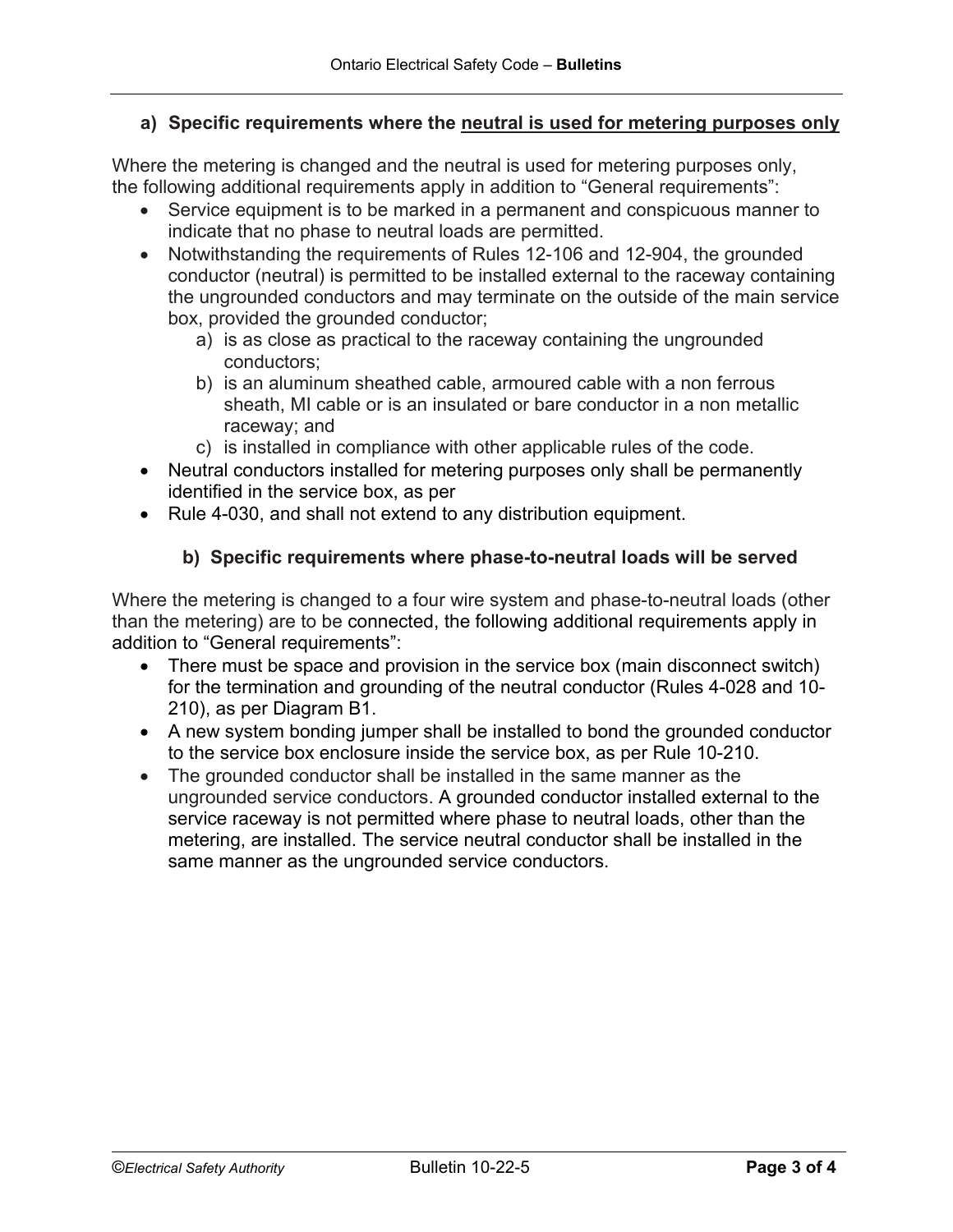### a) Specific requirements where the neutral is used for metering purposes only

Where the metering is changed and the neutral is used for metering purposes only, the following additional requirements apply in addition to "General requirements":

- Service equipment is to be marked in a permanent and conspicuous manner to indicate that no phase to neutral loads are permitted.
- Notwithstanding the requirements of Rules 12-106 and 12-904, the grounded conductor (neutral) is permitted to be installed external to the raceway containing the ungrounded conductors and may terminate on the outside of the main service box, provided the grounded conductor;
  a) is as close as practical to the raceway containing the ungrounded conductors;
  b) is an aluminum sheathed cable, armoured cable with a non ferrous sheath, MI cable or is an insulated or bare conductor in a non metallic raceway; and
  c) is installed in compliance with other applicable rules of the code.
- Neutral conductors installed for metering purposes only shall be permanently identified in the service box, as per
- Rule 4-030, and shall not extend to any distribution equipment.

### b) Specific requirements where phase-to-neutral loads will be served

Where the metering is changed to a four wire system and phase-to-neutral loads (other than the metering) are to be connected, the following additional requirements apply in addition to "General requirements":

- There must be space and provision in the service box (main disconnect switch) for the termination and grounding of the neutral conductor (Rules 4-028 and 10-210), as per Diagram B1.
- A new system bonding jumper shall be installed to bond the grounded conductor to the service box enclosure inside the service box, as per Rule 10-210.
- The grounded conductor shall be installed in the same manner as the ungrounded service conductors. A grounded conductor installed external to the service raceway is not permitted where phase to neutral loads, other than the metering, are installed. The service neutral conductor shall be installed in the same manner as the ungrounded service conductors.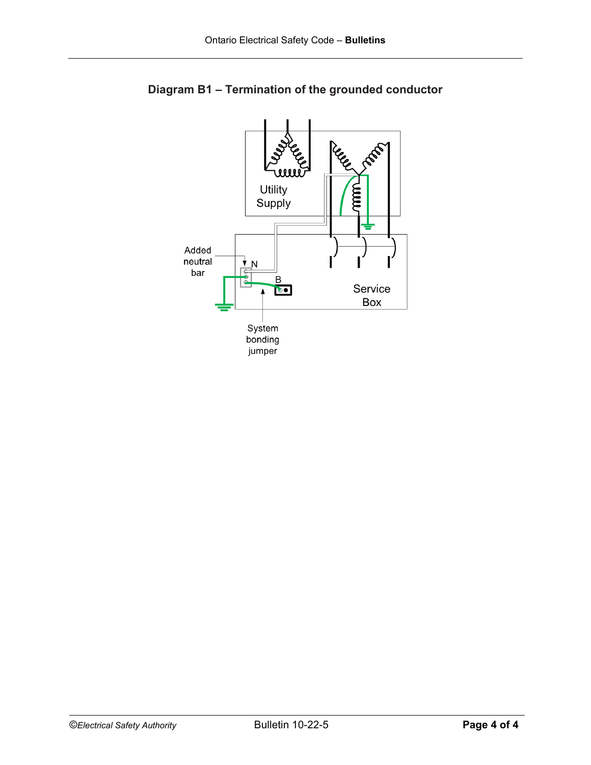## Diagram B1 – Termination of the grounded conductor

Utility Supply

Added neutral bar

N

B

Service Box

System bonding jumper